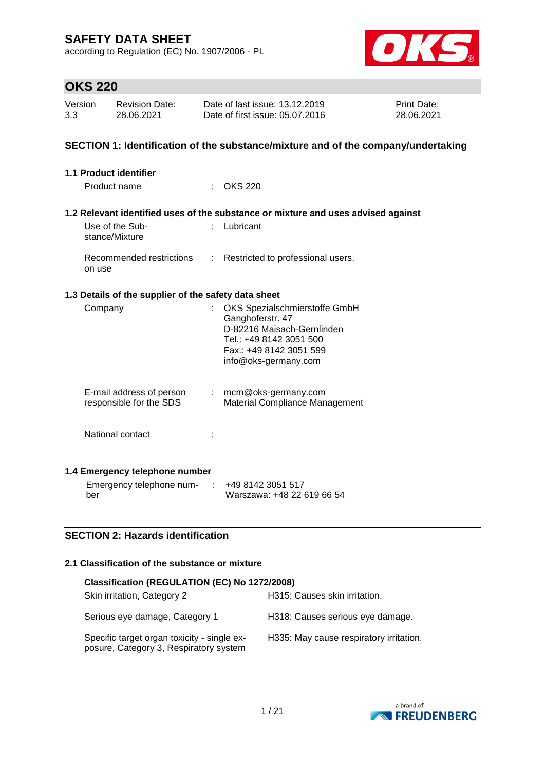# SAFETY DATA SHEET

according to Regulation (EC) No. 1907/2006 - PL

## OKS 220

| Version | Revision Date: | Date of last issue: 13.12.2019 | Print Date: |
|---|---|---|---|
| 3.3 | 28.06.2021 | Date of first issue: 05.07.2016 | 28.06.2021 |

## SECTION 1: Identification of the substance/mixture and of the company/undertaking

### 1.1 Product identifier

Product name : OKS 220

### 1.2 Relevant identified uses of the substance or mixture and uses advised against

Use of the Substance/Mixture : Lubricant

Recommended restrictions on use : Restricted to professional users.

### 1.3 Details of the supplier of the safety data sheet

Company : OKS Spezialschmierstoffe GmbH
Ganghoferstr. 47
D-82216 Maisach-Gernlinden
Tel.: +49 8142 3051 500
Fax.: +49 8142 3051 599
info@oks-germany.com

E-mail address of person responsible for the SDS : mcm@oks-germany.com
Material Compliance Management

National contact :

### 1.4 Emergency telephone number

Emergency telephone number : +49 8142 3051 517
Warszawa: +48 22 619 66 54

## SECTION 2: Hazards identification

### 2.1 Classification of the substance or mixture

**Classification (REGULATION (EC) No 1272/2008)**

| | |
|---|---|
| Skin irritation, Category 2 | H315: Causes skin irritation. |
| Serious eye damage, Category 1 | H318: Causes serious eye damage. |
| Specific target organ toxicity - single exposure, Category 3, Respiratory system | H335: May cause respiratory irritation. |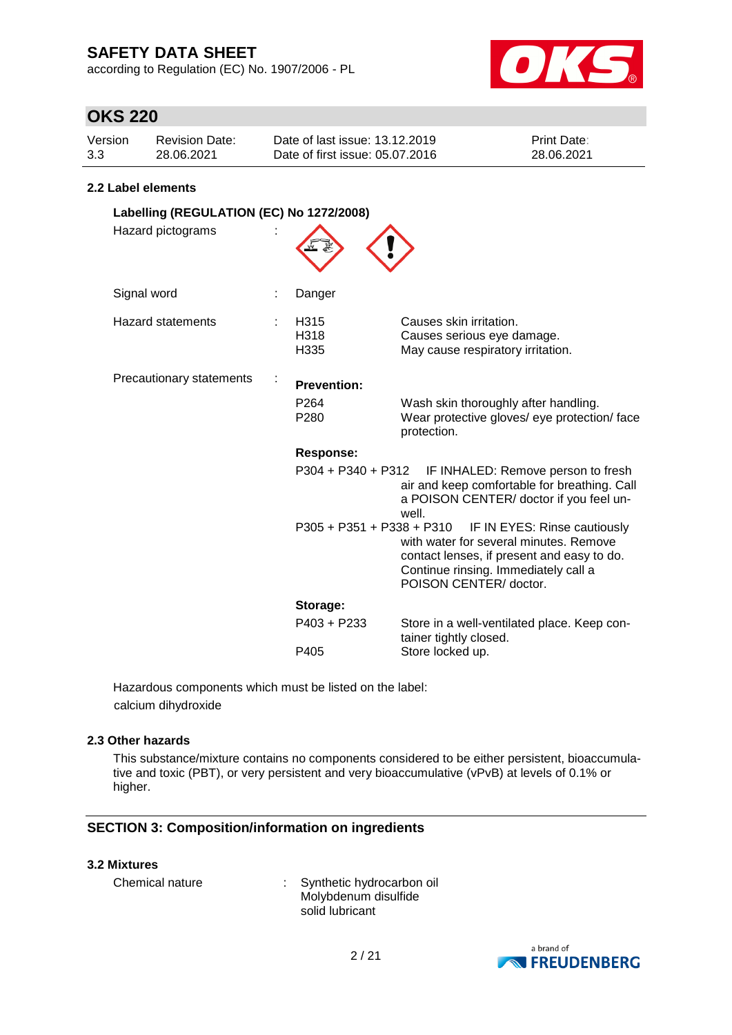## 2.2 Label elements

**Labelling (REGULATION (EC) No 1272/2008)**

| | | | |
|---|---|---|---|
| Hazard pictograms | : | | |
| Signal word | : | Danger | |
| Hazard statements | : | H315 | Causes skin irritation. |
| | | H318 | Causes serious eye damage. |
| | | H335 | May cause respiratory irritation. |
| Precautionary statements | : | **Prevention:** | |
| | | P264 | Wash skin thoroughly after handling. |
| | | P280 | Wear protective gloves/ eye protection/ face protection. |
| | | **Response:** | |
| | | P304 + P340 + P312 | IF INHALED: Remove person to fresh air and keep comfortable for breathing. Call a POISON CENTER/ doctor if you feel unwell. |
| | | P305 + P351 + P338 + P310 | IF IN EYES: Rinse cautiously with water for several minutes. Remove contact lenses, if present and easy to do. Continue rinsing. Immediately call a POISON CENTER/ doctor. |
| | | **Storage:** | |
| | | P403 + P233 | Store in a well-ventilated place. Keep container tightly closed. |
| | | P405 | Store locked up. |

Hazardous components which must be listed on the label:
calcium dihydroxide

## 2.3 Other hazards

This substance/mixture contains no components considered to be either persistent, bioaccumulative and toxic (PBT), or very persistent and very bioaccumulative (vPvB) at levels of 0.1% or higher.

## SECTION 3: Composition/information on ingredients

### 3.2 Mixtures

Chemical nature : Synthetic hydrocarbon oil
Molybdenum disulfide
solid lubricant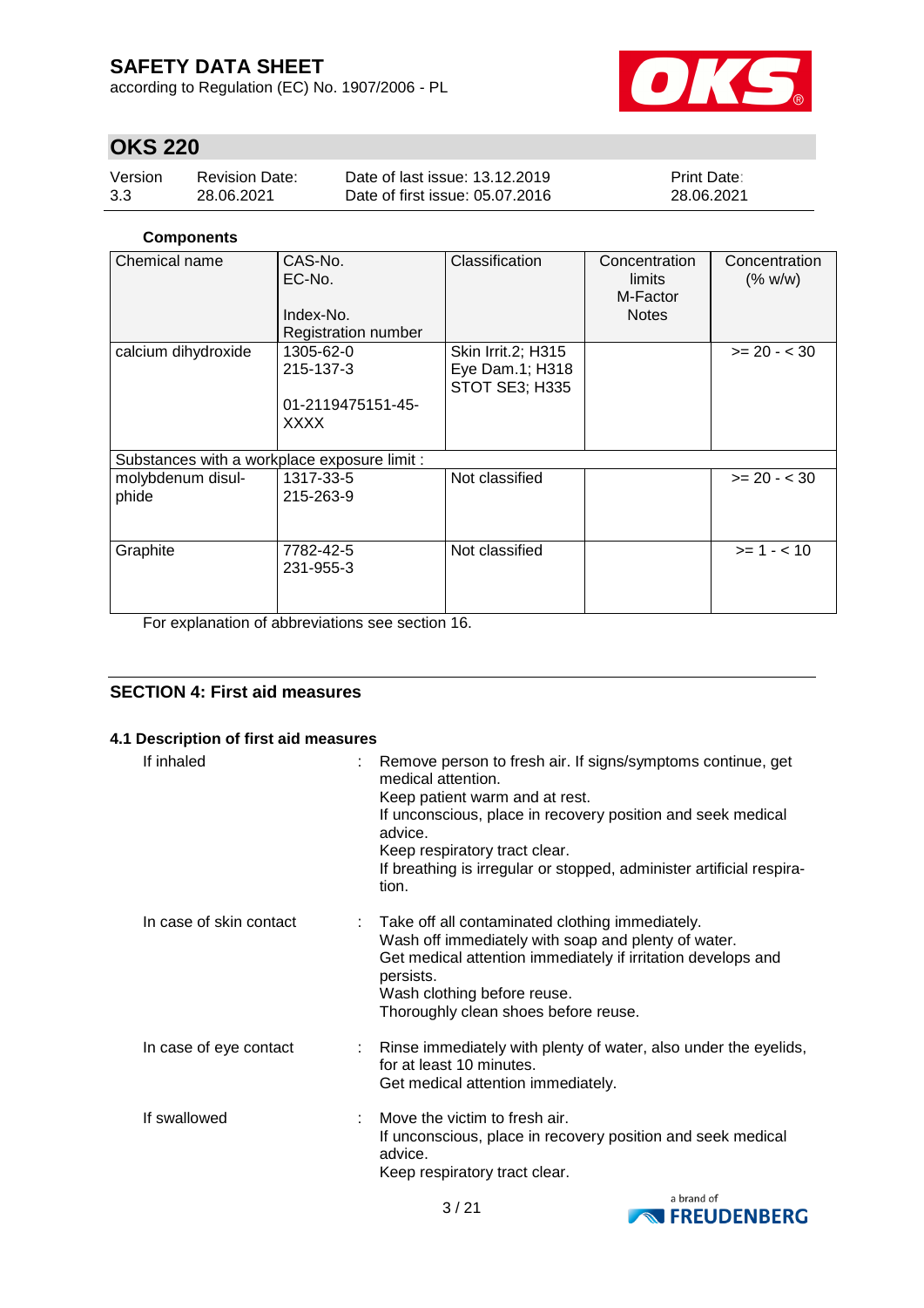**Components**

| Chemical name | CAS-No.<br>EC-No.<br><br>Index-No.<br>Registration number | Classification | Concentration limits<br>M-Factor<br>Notes | Concentration (% w/w) |
|---|---|---|---|---|
| calcium dihydroxide | 1305-62-0<br>215-137-3<br><br>01-2119475151-45-XXXX | Skin Irrit.2; H315<br>Eye Dam.1; H318<br>STOT SE3; H335 | | >= 20 - < 30 |
| Substances with a workplace exposure limit : | | | | |
| molybdenum disulphide | 1317-33-5<br>215-263-9 | Not classified | | >= 20 - < 30 |
| Graphite | 7782-42-5<br>231-955-3 | Not classified | | >= 1 - < 10 |

For explanation of abbreviations see section 16.

## SECTION 4: First aid measures

### 4.1 Description of first aid measures

If inhaled : Remove person to fresh air. If signs/symptoms continue, get medical attention.
Keep patient warm and at rest.
If unconscious, place in recovery position and seek medical advice.
Keep respiratory tract clear.
If breathing is irregular or stopped, administer artificial respiration.

In case of skin contact : Take off all contaminated clothing immediately.
Wash off immediately with soap and plenty of water.
Get medical attention immediately if irritation develops and persists.
Wash clothing before reuse.
Thoroughly clean shoes before reuse.

In case of eye contact : Rinse immediately with plenty of water, also under the eyelids, for at least 10 minutes.
Get medical attention immediately.

If swallowed : Move the victim to fresh air.
If unconscious, place in recovery position and seek medical advice.
Keep respiratory tract clear.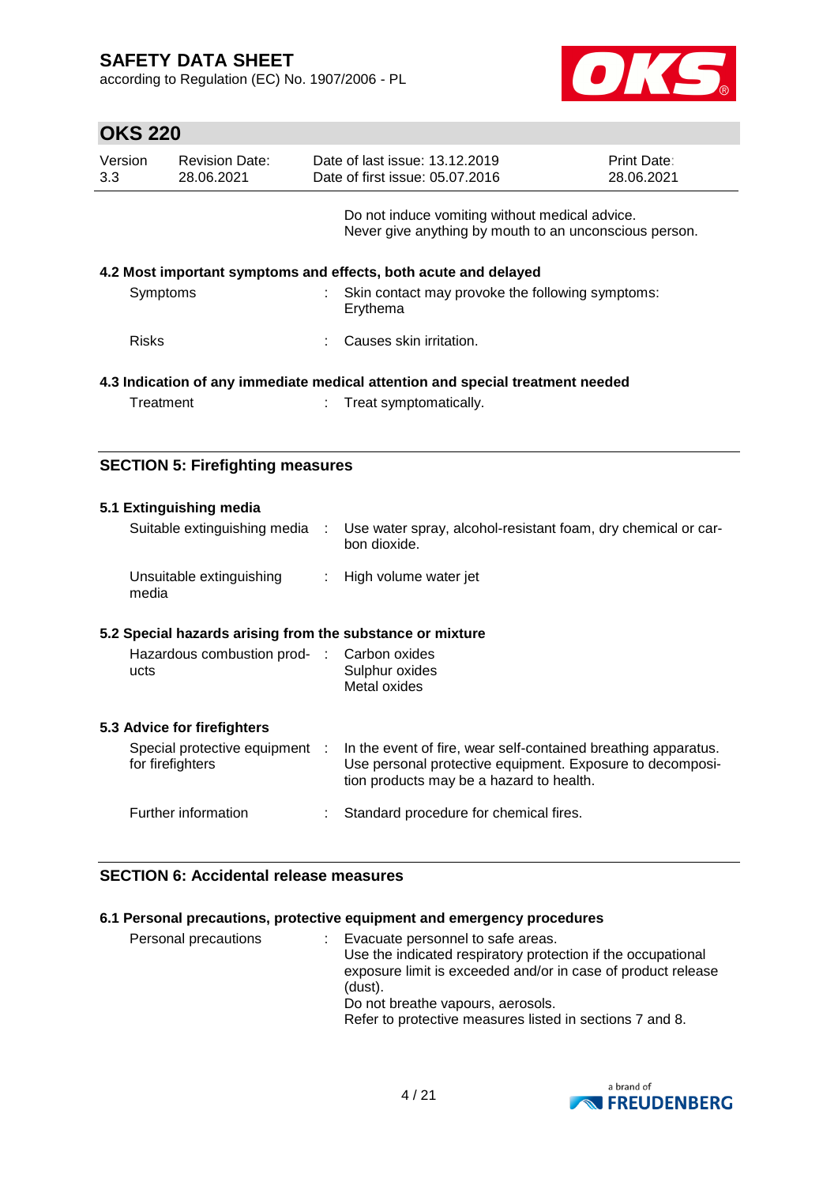Do not induce vomiting without medical advice.
Never give anything by mouth to an unconscious person.

**4.2 Most important symptoms and effects, both acute and delayed**

| | | |
|---|---|---|
| Symptoms | : | Skin contact may provoke the following symptoms: Erythema |
| Risks | : | Causes skin irritation. |

**4.3 Indication of any immediate medical attention and special treatment needed**

| | | |
|---|---|---|
| Treatment | : | Treat symptomatically. |

## SECTION 5: Firefighting measures

**5.1 Extinguishing media**

| | | |
|---|---|---|
| Suitable extinguishing media | : | Use water spray, alcohol-resistant foam, dry chemical or carbon dioxide. |
| Unsuitable extinguishing media | : | High volume water jet |

**5.2 Special hazards arising from the substance or mixture**

| | | |
|---|---|---|
| Hazardous combustion products | : | Carbon oxides<br>Sulphur oxides<br>Metal oxides |

**5.3 Advice for firefighters**

| | | |
|---|---|---|
| Special protective equipment for firefighters | : | In the event of fire, wear self-contained breathing apparatus. Use personal protective equipment. Exposure to decomposition products may be a hazard to health. |
| Further information | : | Standard procedure for chemical fires. |

## SECTION 6: Accidental release measures

**6.1 Personal precautions, protective equipment and emergency procedures**

| | | |
|---|---|---|
| Personal precautions | : | Evacuate personnel to safe areas.<br>Use the indicated respiratory protection if the occupational exposure limit is exceeded and/or in case of product release (dust).<br>Do not breathe vapours, aerosols.<br>Refer to protective measures listed in sections 7 and 8. |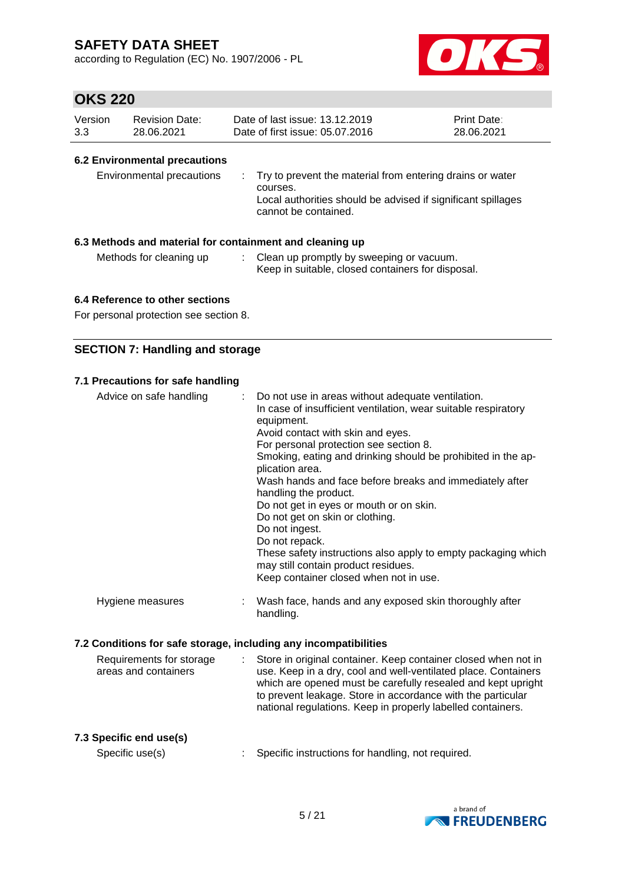### 6.2 Environmental precautions

| | | |
|---|---|---|
| Environmental precautions | : | Try to prevent the material from entering drains or water courses.<br>Local authorities should be advised if significant spillages cannot be contained. |

### 6.3 Methods and material for containment and cleaning up

| | | |
|---|---|---|
| Methods for cleaning up | : | Clean up promptly by sweeping or vacuum.<br>Keep in suitable, closed containers for disposal. |

### 6.4 Reference to other sections

For personal protection see section 8.

## SECTION 7: Handling and storage

### 7.1 Precautions for safe handling

| | | |
|---|---|---|
| Advice on safe handling | : | Do not use in areas without adequate ventilation.<br>In case of insufficient ventilation, wear suitable respiratory equipment.<br>Avoid contact with skin and eyes.<br>For personal protection see section 8.<br>Smoking, eating and drinking should be prohibited in the application area.<br>Wash hands and face before breaks and immediately after handling the product.<br>Do not get in eyes or mouth or on skin.<br>Do not get on skin or clothing.<br>Do not ingest.<br>Do not repack.<br>These safety instructions also apply to empty packaging which may still contain product residues.<br>Keep container closed when not in use. |
| Hygiene measures | : | Wash face, hands and any exposed skin thoroughly after handling. |

### 7.2 Conditions for safe storage, including any incompatibilities

| | | |
|---|---|---|
| Requirements for storage areas and containers | : | Store in original container. Keep container closed when not in use. Keep in a dry, cool and well-ventilated place. Containers which are opened must be carefully resealed and kept upright to prevent leakage. Store in accordance with the particular national regulations. Keep in properly labelled containers. |

### 7.3 Specific end use(s)

| | | |
|---|---|---|
| Specific use(s) | : | Specific instructions for handling, not required. |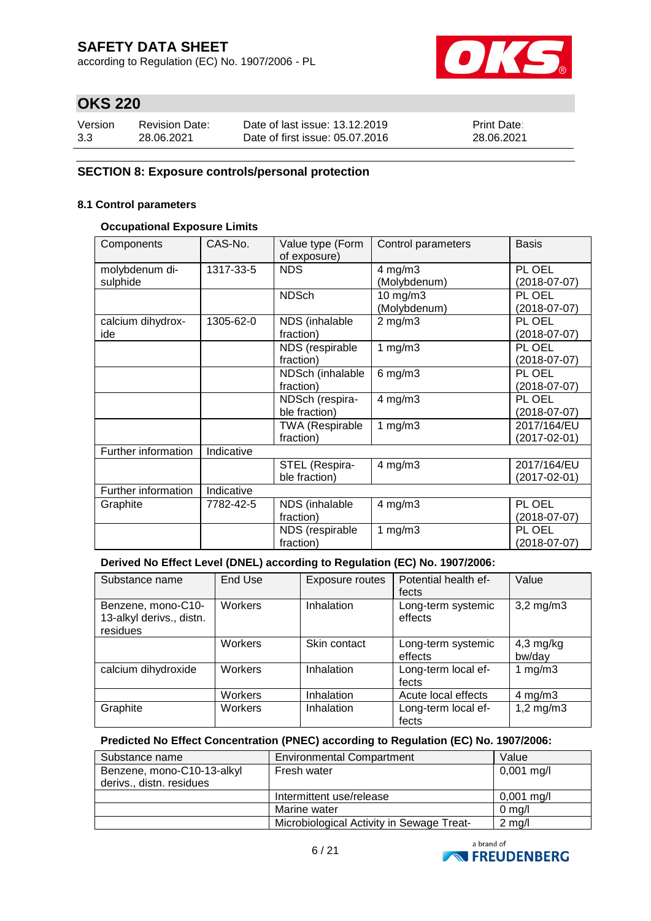## SECTION 8: Exposure controls/personal protection

### 8.1 Control parameters

**Occupational Exposure Limits**

| Components | CAS-No. | Value type (Form of exposure) | Control parameters | Basis |
|---|---|---|---|---|
| molybdenum di-sulphide | 1317-33-5 | NDS | 4 mg/m3 (Molybdenum) | PL OEL (2018-07-07) |
| | | NDSch | 10 mg/m3 (Molybdenum) | PL OEL (2018-07-07) |
| calcium dihydrox-ide | 1305-62-0 | NDS (inhalable fraction) | 2 mg/m3 | PL OEL (2018-07-07) |
| | | NDS (respirable fraction) | 1 mg/m3 | PL OEL (2018-07-07) |
| | | NDSch (inhalable fraction) | 6 mg/m3 | PL OEL (2018-07-07) |
| | | NDSch (respira-ble fraction) | 4 mg/m3 | PL OEL (2018-07-07) |
| | | TWA (Respirable fraction) | 1 mg/m3 | 2017/164/EU (2017-02-01) |
| Further information | Indicative | | | |
| | | STEL (Respira-ble fraction) | 4 mg/m3 | 2017/164/EU (2017-02-01) |
| Further information | Indicative | | | |
| Graphite | 7782-42-5 | NDS (inhalable fraction) | 4 mg/m3 | PL OEL (2018-07-07) |
| | | NDS (respirable fraction) | 1 mg/m3 | PL OEL (2018-07-07) |

**Derived No Effect Level (DNEL) according to Regulation (EC) No. 1907/2006:**

| Substance name | End Use | Exposure routes | Potential health ef-fects | Value |
|---|---|---|---|---|
| Benzene, mono-C10-13-alkyl derivs., distn. residues | Workers | Inhalation | Long-term systemic effects | 3,2 mg/m3 |
| | Workers | Skin contact | Long-term systemic effects | 4,3 mg/kg bw/day |
| calcium dihydroxide | Workers | Inhalation | Long-term local ef-fects | 1 mg/m3 |
| | Workers | Inhalation | Acute local effects | 4 mg/m3 |
| Graphite | Workers | Inhalation | Long-term local ef-fects | 1,2 mg/m3 |

**Predicted No Effect Concentration (PNEC) according to Regulation (EC) No. 1907/2006:**

| Substance name | Environmental Compartment | Value |
|---|---|---|
| Benzene, mono-C10-13-alkyl derivs., distn. residues | Fresh water | 0,001 mg/l |
| | Intermittent use/release | 0,001 mg/l |
| | Marine water | 0 mg/l |
| | Microbiological Activity in Sewage Treat- | 2 mg/l |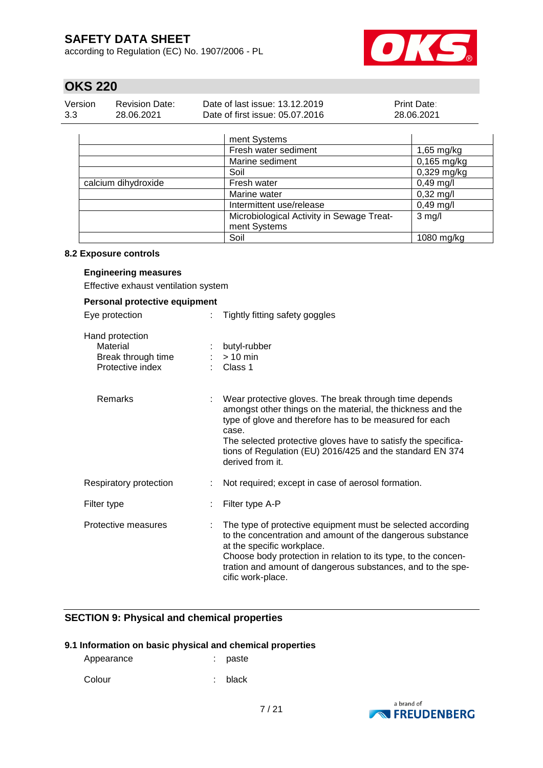| | ment Systems | |
|---|---|---|
| | Fresh water sediment | 1,65 mg/kg |
| | Marine sediment | 0,165 mg/kg |
| | Soil | 0,329 mg/kg |
| calcium dihydroxide | Fresh water | 0,49 mg/l |
| | Marine water | 0,32 mg/l |
| | Intermittent use/release | 0,49 mg/l |
| | Microbiological Activity in Sewage Treatment Systems | 3 mg/l |
| | Soil | 1080 mg/kg |

### 8.2 Exposure controls

**Engineering measures**

Effective exhaust ventilation system

**Personal protective equipment**

Eye protection : Tightly fitting safety goggles

Hand protection
- Material : butyl-rubber
- Break through time : > 10 min
- Protective index : Class 1

Remarks : Wear protective gloves. The break through time depends amongst other things on the material, the thickness and the type of glove and therefore has to be measured for each case.
The selected protective gloves have to satisfy the specifications of Regulation (EU) 2016/425 and the standard EN 374 derived from it.

Respiratory protection : Not required; except in case of aerosol formation.

Filter type : Filter type A-P

Protective measures : The type of protective equipment must be selected according to the concentration and amount of the dangerous substance at the specific workplace.
Choose body protection in relation to its type, to the concentration and amount of dangerous substances, and to the specific work-place.

## SECTION 9: Physical and chemical properties

### 9.1 Information on basic physical and chemical properties

Appearance : paste

Colour : black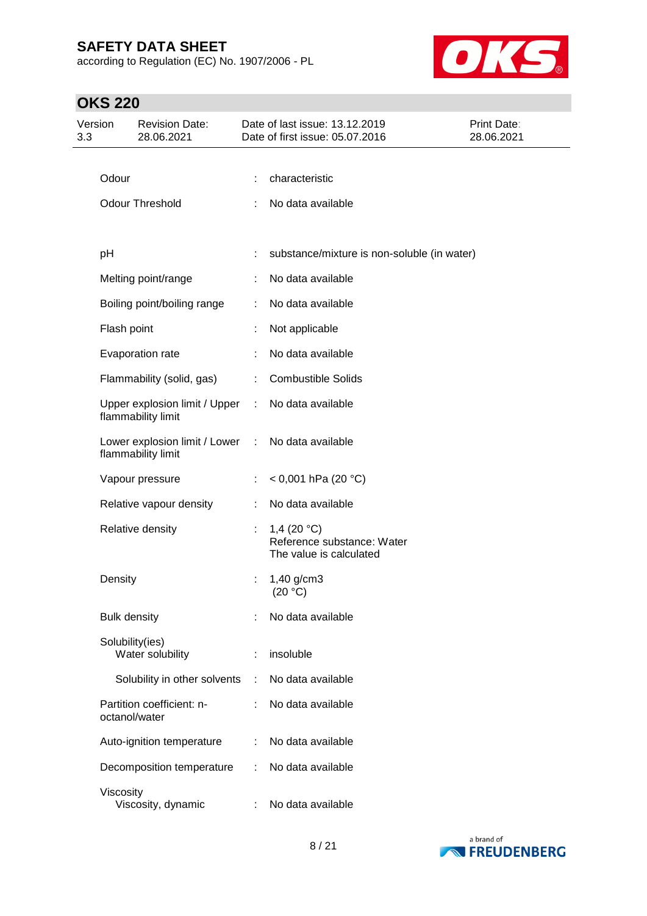| | | |
|---|---|---|
| Odour | : | characteristic |
| Odour Threshold | : | No data available |
| pH | : | substance/mixture is non-soluble (in water) |
| Melting point/range | : | No data available |
| Boiling point/boiling range | : | No data available |
| Flash point | : | Not applicable |
| Evaporation rate | : | No data available |
| Flammability (solid, gas) | : | Combustible Solids |
| Upper explosion limit / Upper flammability limit | : | No data available |
| Lower explosion limit / Lower flammability limit | : | No data available |
| Vapour pressure | : | < 0,001 hPa (20 °C) |
| Relative vapour density | : | No data available |
| Relative density | : | 1,4 (20 °C)<br>Reference substance: Water<br>The value is calculated |
| Density | : | 1,40 g/cm3<br>(20 °C) |
| Bulk density | : | No data available |
| Solubility(ies)<br>Water solubility | : | insoluble |
| Solubility in other solvents | : | No data available |
| Partition coefficient: n-octanol/water | : | No data available |
| Auto-ignition temperature | : | No data available |
| Decomposition temperature | : | No data available |
| Viscosity<br>Viscosity, dynamic | : | No data available |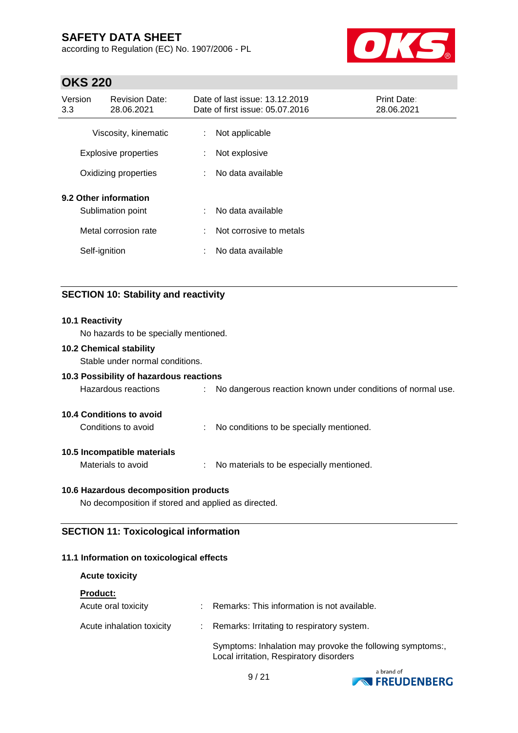| | | |
|---|---|---|
| Viscosity, kinematic | : | Not applicable |
| Explosive properties | : | Not explosive |
| Oxidizing properties | : | No data available |

**9.2 Other information**

| | | |
|---|---|---|
| Sublimation point | : | No data available |
| Metal corrosion rate | : | Not corrosive to metals |
| Self-ignition | : | No data available |

## SECTION 10: Stability and reactivity

**10.1 Reactivity**

No hazards to be specially mentioned.

**10.2 Chemical stability**

Stable under normal conditions.

**10.3 Possibility of hazardous reactions**

Hazardous reactions : No dangerous reaction known under conditions of normal use.

**10.4 Conditions to avoid**

Conditions to avoid : No conditions to be specially mentioned.

**10.5 Incompatible materials**

Materials to avoid : No materials to be especially mentioned.

**10.6 Hazardous decomposition products**

No decomposition if stored and applied as directed.

## SECTION 11: Toxicological information

**11.1 Information on toxicological effects**

**Acute toxicity**

**Product:**

Acute oral toxicity : Remarks: This information is not available.

Acute inhalation toxicity : Remarks: Irritating to respiratory system.

Symptoms: Inhalation may provoke the following symptoms:, Local irritation, Respiratory disorders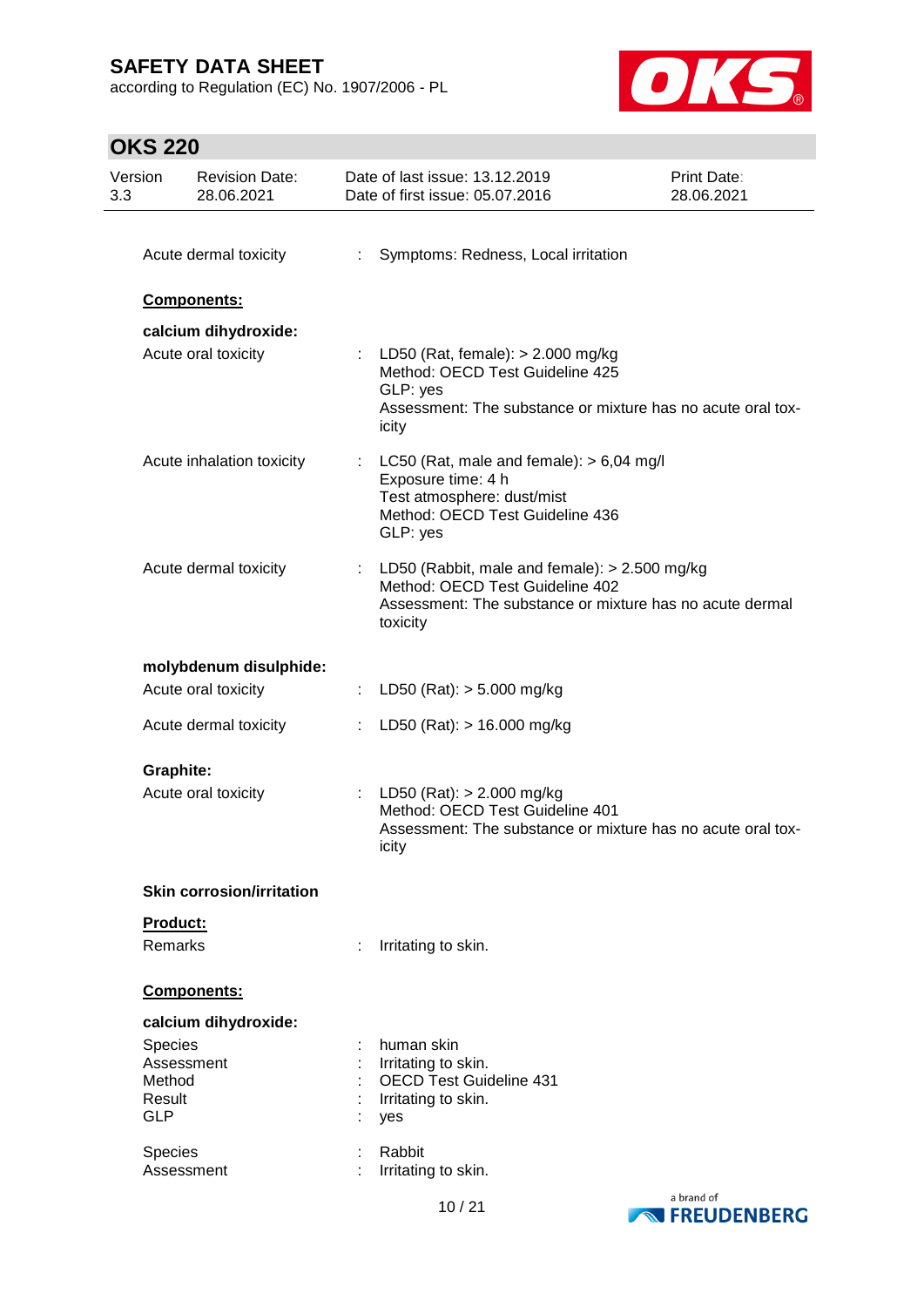Acute dermal toxicity : Symptoms: Redness, Local irritation

**Components:**

**calcium dihydroxide:**

Acute oral toxicity : LD50 (Rat, female): > 2.000 mg/kg
Method: OECD Test Guideline 425
GLP: yes
Assessment: The substance or mixture has no acute oral toxicity

Acute inhalation toxicity : LC50 (Rat, male and female): > 6,04 mg/l
Exposure time: 4 h
Test atmosphere: dust/mist
Method: OECD Test Guideline 436
GLP: yes

Acute dermal toxicity : LD50 (Rabbit, male and female): > 2.500 mg/kg
Method: OECD Test Guideline 402
Assessment: The substance or mixture has no acute dermal toxicity

**molybdenum disulphide:**

Acute oral toxicity : LD50 (Rat): > 5.000 mg/kg

Acute dermal toxicity : LD50 (Rat): > 16.000 mg/kg

**Graphite:**

Acute oral toxicity : LD50 (Rat): > 2.000 mg/kg
Method: OECD Test Guideline 401
Assessment: The substance or mixture has no acute oral toxicity

**Skin corrosion/irritation**

**Product:**

Remarks : Irritating to skin.

**Components:**

**calcium dihydroxide:**

Species : human skin
Assessment : Irritating to skin.
Method : OECD Test Guideline 431
Result : Irritating to skin.
GLP : yes

Species : Rabbit
Assessment : Irritating to skin.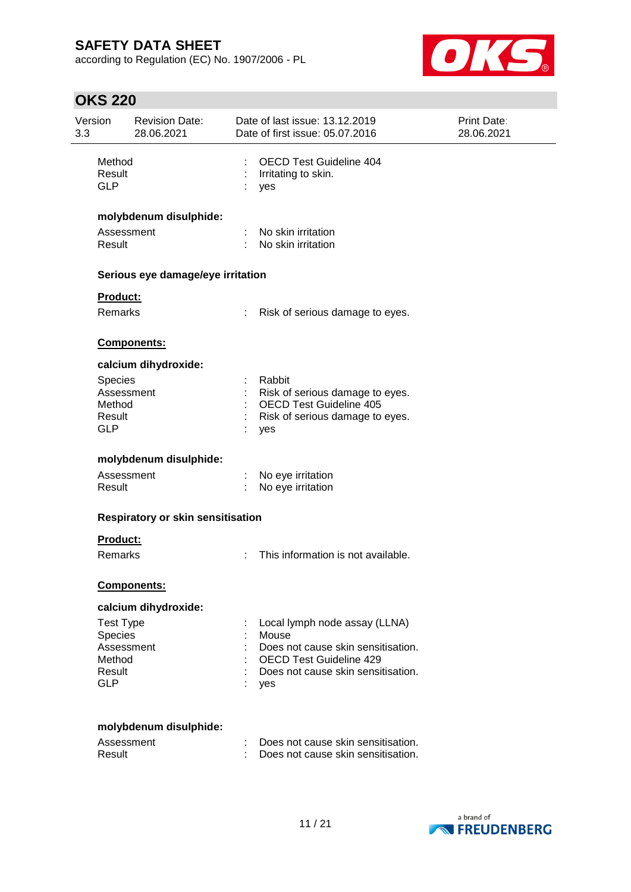| | | |
|---|---|---|
| Method | : | OECD Test Guideline 404 |
| Result | : | Irritating to skin. |
| GLP | : | yes |

**molybdenum disulphide:**

| | | |
|---|---|---|
| Assessment | : | No skin irritation |
| Result | : | No skin irritation |

**Serious eye damage/eye irritation**

**Product:**

| | | |
|---|---|---|
| Remarks | : | Risk of serious damage to eyes. |

**Components:**

**calcium dihydroxide:**

| | | |
|---|---|---|
| Species | : | Rabbit |
| Assessment | : | Risk of serious damage to eyes. |
| Method | : | OECD Test Guideline 405 |
| Result | : | Risk of serious damage to eyes. |
| GLP | : | yes |

**molybdenum disulphide:**

| | | |
|---|---|---|
| Assessment | : | No eye irritation |
| Result | : | No eye irritation |

**Respiratory or skin sensitisation**

**Product:**

| | | |
|---|---|---|
| Remarks | : | This information is not available. |

**Components:**

**calcium dihydroxide:**

| | | |
|---|---|---|
| Test Type | : | Local lymph node assay (LLNA) |
| Species | : | Mouse |
| Assessment | : | Does not cause skin sensitisation. |
| Method | : | OECD Test Guideline 429 |
| Result | : | Does not cause skin sensitisation. |
| GLP | : | yes |

**molybdenum disulphide:**

| | | |
|---|---|---|
| Assessment | : | Does not cause skin sensitisation. |
| Result | : | Does not cause skin sensitisation. |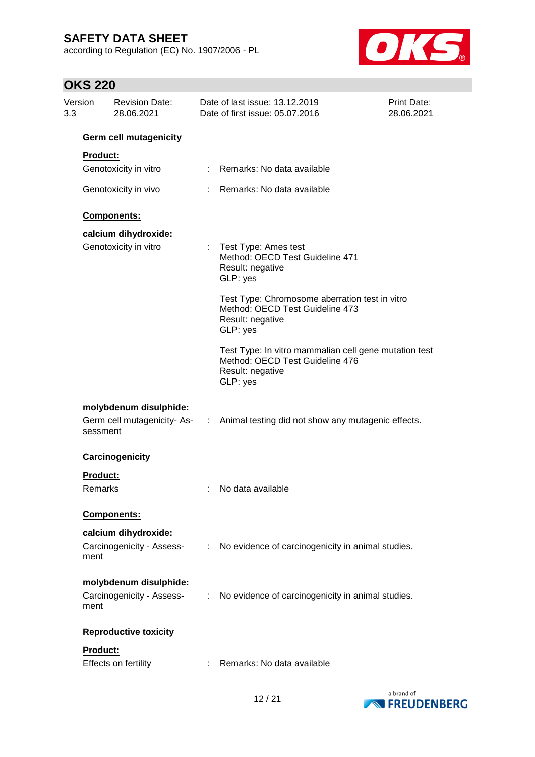**Germ cell mutagenicity**

**Product:**

Genotoxicity in vitro : Remarks: No data available

Genotoxicity in vivo : Remarks: No data available

**Components:**

**calcium dihydroxide:**

Genotoxicity in vitro : Test Type: Ames test
Method: OECD Test Guideline 471
Result: negative
GLP: yes

Test Type: Chromosome aberration test in vitro
Method: OECD Test Guideline 473
Result: negative
GLP: yes

Test Type: In vitro mammalian cell gene mutation test
Method: OECD Test Guideline 476
Result: negative
GLP: yes

**molybdenum disulphide:**

Germ cell mutagenicity- Assessment : Animal testing did not show any mutagenic effects.

**Carcinogenicity**

**Product:**

Remarks : No data available

**Components:**

**calcium dihydroxide:**

Carcinogenicity - Assessment : No evidence of carcinogenicity in animal studies.

**molybdenum disulphide:**

Carcinogenicity - Assessment : No evidence of carcinogenicity in animal studies.

**Reproductive toxicity**

**Product:**

Effects on fertility : Remarks: No data available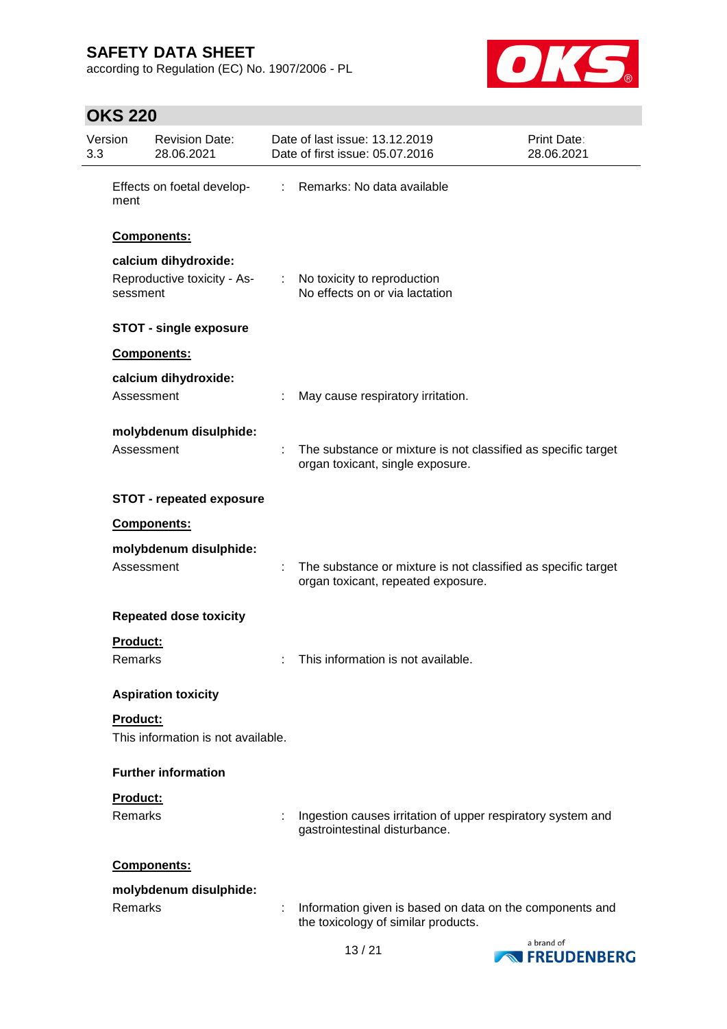| | | |
|---|---|---|
| Effects on foetal development | : | Remarks: No data available |

**Components:**

**calcium dihydroxide:**

| | | |
|---|---|---|
| Reproductive toxicity - Assessment | : | No toxicity to reproduction<br>No effects on or via lactation |

**STOT - single exposure**

**Components:**

**calcium dihydroxide:**

| | | |
|---|---|---|
| Assessment | : | May cause respiratory irritation. |

**molybdenum disulphide:**

| | | |
|---|---|---|
| Assessment | : | The substance or mixture is not classified as specific target organ toxicant, single exposure. |

**STOT - repeated exposure**

**Components:**

**molybdenum disulphide:**

| | | |
|---|---|---|
| Assessment | : | The substance or mixture is not classified as specific target organ toxicant, repeated exposure. |

**Repeated dose toxicity**

**Product:**

| | | |
|---|---|---|
| Remarks | : | This information is not available. |

**Aspiration toxicity**

**Product:**

This information is not available.

**Further information**

**Product:**

| | | |
|---|---|---|
| Remarks | : | Ingestion causes irritation of upper respiratory system and gastrointestinal disturbance. |

**Components:**

**molybdenum disulphide:**

| | | |
|---|---|---|
| Remarks | : | Information given is based on data on the components and the toxicology of similar products. |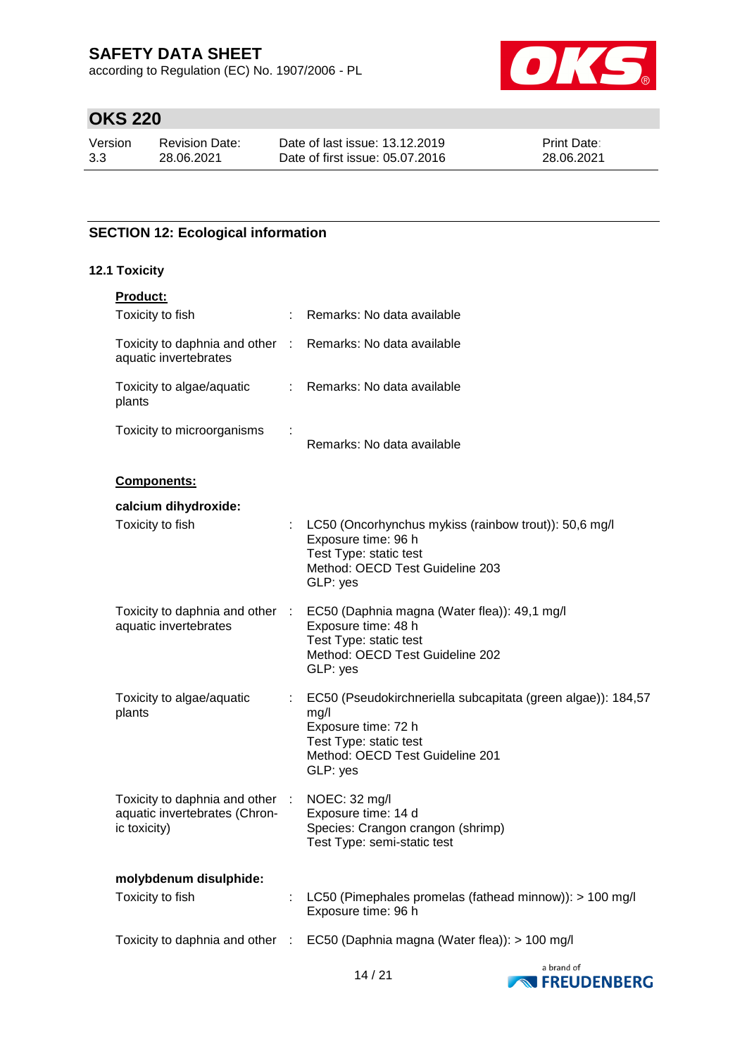## SECTION 12: Ecological information

### 12.1 Toxicity

**Product:**

| | | |
|---|---|---|
| Toxicity to fish | : | Remarks: No data available |
| Toxicity to daphnia and other aquatic invertebrates | : | Remarks: No data available |
| Toxicity to algae/aquatic plants | : | Remarks: No data available |
| Toxicity to microorganisms | : | Remarks: No data available |

**Components:**

**calcium dihydroxide:**

| | | |
|---|---|---|
| Toxicity to fish | : | LC50 (Oncorhynchus mykiss (rainbow trout)): 50,6 mg/l<br>Exposure time: 96 h<br>Test Type: static test<br>Method: OECD Test Guideline 203<br>GLP: yes |
| Toxicity to daphnia and other aquatic invertebrates | : | EC50 (Daphnia magna (Water flea)): 49,1 mg/l<br>Exposure time: 48 h<br>Test Type: static test<br>Method: OECD Test Guideline 202<br>GLP: yes |
| Toxicity to algae/aquatic plants | : | EC50 (Pseudokirchneriella subcapitata (green algae)): 184,57 mg/l<br>Exposure time: 72 h<br>Test Type: static test<br>Method: OECD Test Guideline 201<br>GLP: yes |
| Toxicity to daphnia and other aquatic invertebrates (Chronic toxicity) | : | NOEC: 32 mg/l<br>Exposure time: 14 d<br>Species: Crangon crangon (shrimp)<br>Test Type: semi-static test |

**molybdenum disulphide:**

| | | |
|---|---|---|
| Toxicity to fish | : | LC50 (Pimephales promelas (fathead minnow)): > 100 mg/l<br>Exposure time: 96 h |
| Toxicity to daphnia and other | : | EC50 (Daphnia magna (Water flea)): > 100 mg/l |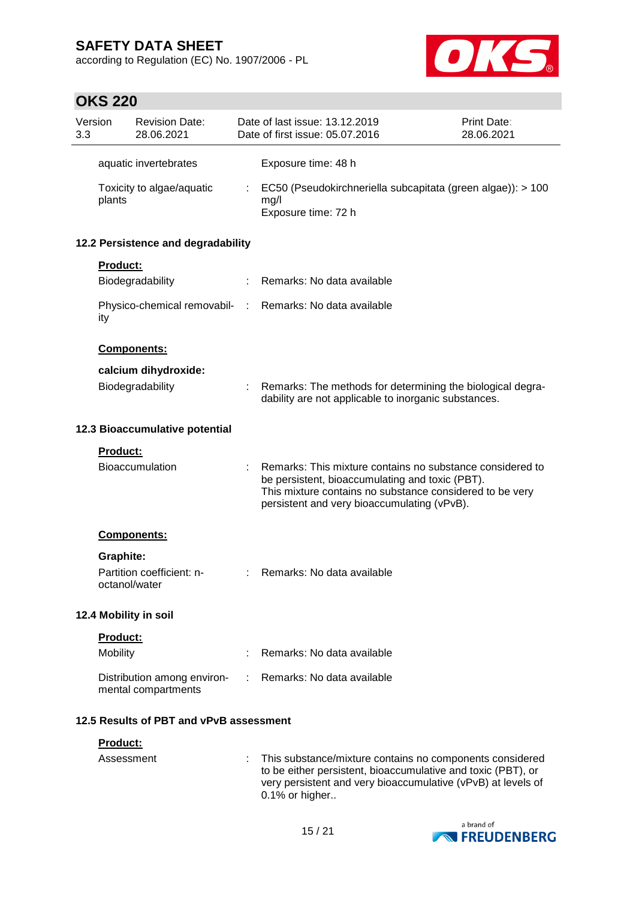| | | |
|---|---|---|
| aquatic invertebrates | | Exposure time: 48 h |
| Toxicity to algae/aquatic plants | : | EC50 (Pseudokirchneriella subcapitata (green algae)): > 100 mg/l<br>Exposure time: 72 h |

### 12.2 Persistence and degradability

**Product:**

| | | |
|---|---|---|
| Biodegradability | : | Remarks: No data available |
| Physico-chemical removability | : | Remarks: No data available |

**Components:**

**calcium dihydroxide:**

| | | |
|---|---|---|
| Biodegradability | : | Remarks: The methods for determining the biological degradability are not applicable to inorganic substances. |

### 12.3 Bioaccumulative potential

**Product:**

| | | |
|---|---|---|
| Bioaccumulation | : | Remarks: This mixture contains no substance considered to be persistent, bioaccumulating and toxic (PBT).<br>This mixture contains no substance considered to be very persistent and very bioaccumulating (vPvB). |

**Components:**

**Graphite:**

| | | |
|---|---|---|
| Partition coefficient: n-octanol/water | : | Remarks: No data available |

### 12.4 Mobility in soil

**Product:**

| | | |
|---|---|---|
| Mobility | : | Remarks: No data available |
| Distribution among environmental compartments | : | Remarks: No data available |

### 12.5 Results of PBT and vPvB assessment

**Product:**

| | | |
|---|---|---|
| Assessment | : | This substance/mixture contains no components considered to be either persistent, bioaccumulative and toxic (PBT), or very persistent and very bioaccumulative (vPvB) at levels of 0.1% or higher.. |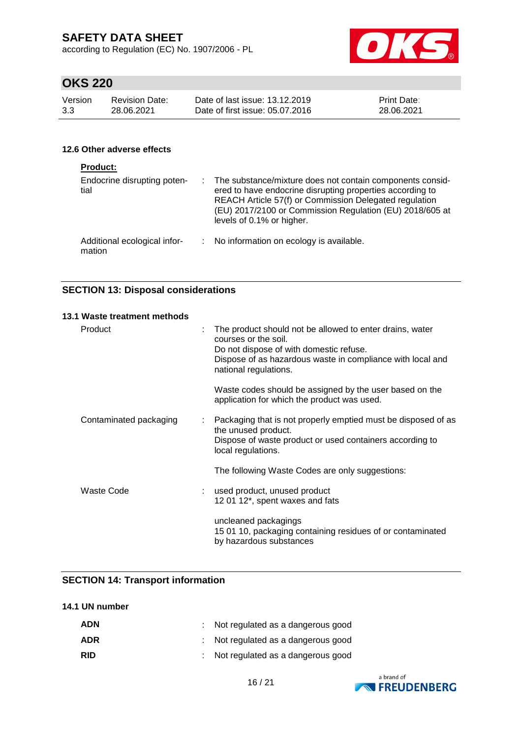#### 12.6 Other adverse effects

**Product:**

| | |
|---|---|
| Endocrine disrupting potential | : The substance/mixture does not contain components considered to have endocrine disrupting properties according to REACH Article 57(f) or Commission Delegated regulation (EU) 2017/2100 or Commission Regulation (EU) 2018/605 at levels of 0.1% or higher. |
| Additional ecological information | : No information on ecology is available. |

## SECTION 13: Disposal considerations

#### 13.1 Waste treatment methods

| | |
|---|---|
| Product | : The product should not be allowed to enter drains, water courses or the soil.<br>Do not dispose of with domestic refuse.<br>Dispose of as hazardous waste in compliance with local and national regulations.<br><br>Waste codes should be assigned by the user based on the application for which the product was used. |
| Contaminated packaging | : Packaging that is not properly emptied must be disposed of as the unused product.<br>Dispose of waste product or used containers according to local regulations.<br><br>The following Waste Codes are only suggestions: |
| Waste Code | : used product, unused product<br>12 01 12*, spent waxes and fats<br><br>uncleaned packagings<br>15 01 10, packaging containing residues of or contaminated by hazardous substances |

## SECTION 14: Transport information

#### 14.1 UN number

| | |
|---|---|
| **ADN** | : Not regulated as a dangerous good |
| **ADR** | : Not regulated as a dangerous good |
| **RID** | : Not regulated as a dangerous good |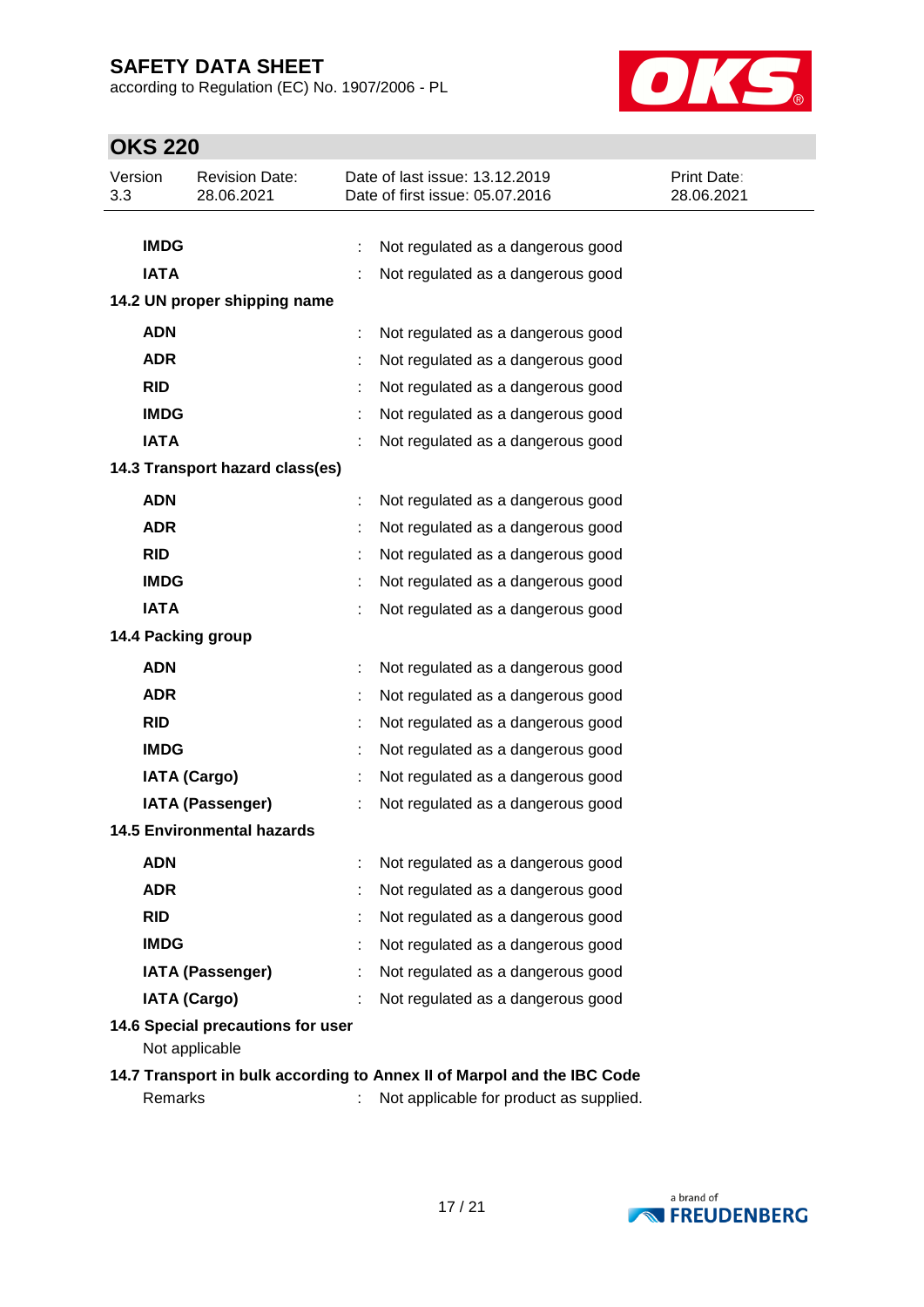| | | |
|---|---|---|
| **IMDG** | : | Not regulated as a dangerous good |
| **IATA** | : | Not regulated as a dangerous good |

**14.2 UN proper shipping name**

| | | |
|---|---|---|
| **ADN** | : | Not regulated as a dangerous good |
| **ADR** | : | Not regulated as a dangerous good |
| **RID** | : | Not regulated as a dangerous good |
| **IMDG** | : | Not regulated as a dangerous good |
| **IATA** | : | Not regulated as a dangerous good |

**14.3 Transport hazard class(es)**

| | | |
|---|---|---|
| **ADN** | : | Not regulated as a dangerous good |
| **ADR** | : | Not regulated as a dangerous good |
| **RID** | : | Not regulated as a dangerous good |
| **IMDG** | : | Not regulated as a dangerous good |
| **IATA** | : | Not regulated as a dangerous good |

**14.4 Packing group**

| | | |
|---|---|---|
| **ADN** | : | Not regulated as a dangerous good |
| **ADR** | : | Not regulated as a dangerous good |
| **RID** | : | Not regulated as a dangerous good |
| **IMDG** | : | Not regulated as a dangerous good |
| **IATA (Cargo)** | : | Not regulated as a dangerous good |
| **IATA (Passenger)** | : | Not regulated as a dangerous good |

**14.5 Environmental hazards**

| | | |
|---|---|---|
| **ADN** | : | Not regulated as a dangerous good |
| **ADR** | : | Not regulated as a dangerous good |
| **RID** | : | Not regulated as a dangerous good |
| **IMDG** | : | Not regulated as a dangerous good |
| **IATA (Passenger)** | : | Not regulated as a dangerous good |
| **IATA (Cargo)** | : | Not regulated as a dangerous good |

**14.6 Special precautions for user**

Not applicable

**14.7 Transport in bulk according to Annex II of Marpol and the IBC Code**

Remarks : Not applicable for product as supplied.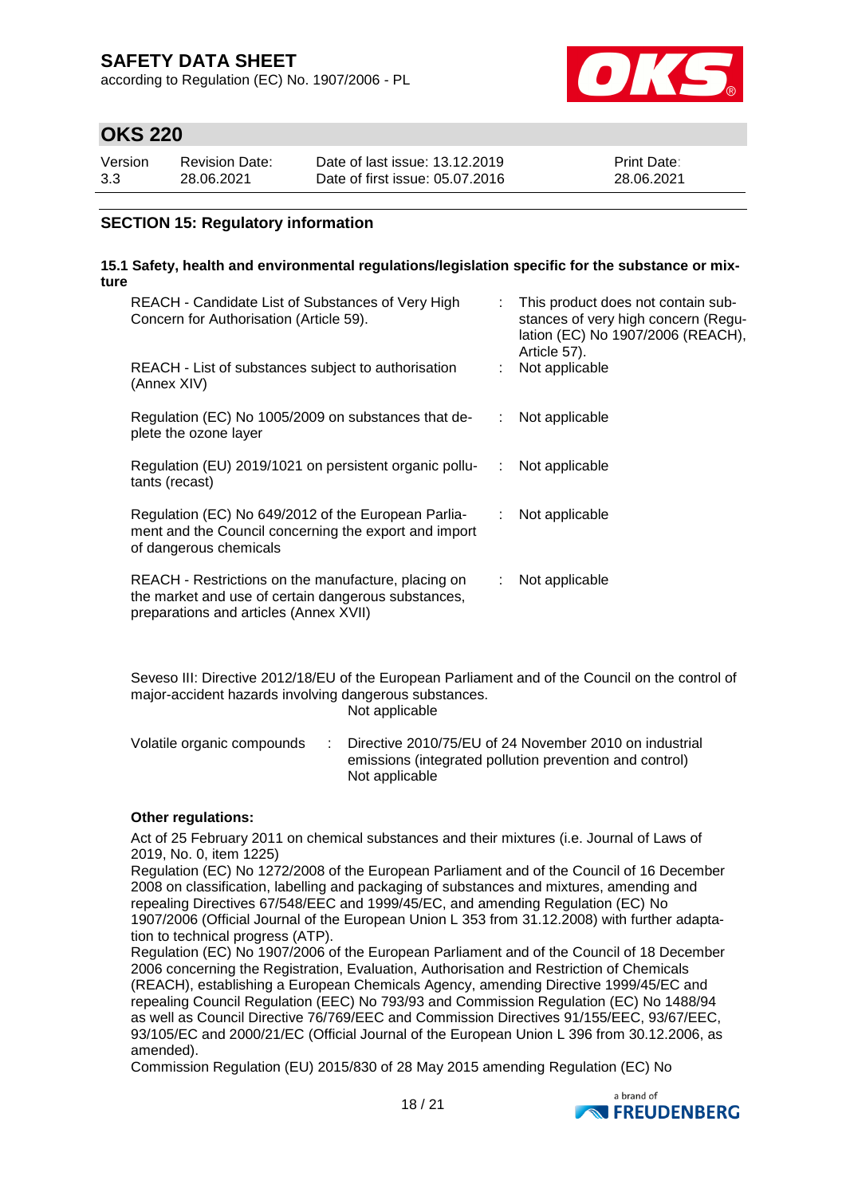## SECTION 15: Regulatory information

### 15.1 Safety, health and environmental regulations/legislation specific for the substance or mixture

| | | |
|---|---|---|
| REACH - Candidate List of Substances of Very High Concern for Authorisation (Article 59). | : | This product does not contain substances of very high concern (Regulation (EC) No 1907/2006 (REACH), Article 57). |
| REACH - List of substances subject to authorisation (Annex XIV) | : | Not applicable |
| Regulation (EC) No 1005/2009 on substances that deplete the ozone layer | : | Not applicable |
| Regulation (EU) 2019/1021 on persistent organic pollutants (recast) | : | Not applicable |
| Regulation (EC) No 649/2012 of the European Parliament and the Council concerning the export and import of dangerous chemicals | : | Not applicable |
| REACH - Restrictions on the manufacture, placing on the market and use of certain dangerous substances, preparations and articles (Annex XVII) | : | Not applicable |

Seveso III: Directive 2012/18/EU of the European Parliament and of the Council on the control of major-accident hazards involving dangerous substances.
Not applicable

| | | |
|---|---|---|
| Volatile organic compounds | : | Directive 2010/75/EU of 24 November 2010 on industrial emissions (integrated pollution prevention and control)<br>Not applicable |

**Other regulations:**

Act of 25 February 2011 on chemical substances and their mixtures (i.e. Journal of Laws of 2019, No. 0, item 1225)
Regulation (EC) No 1272/2008 of the European Parliament and of the Council of 16 December 2008 on classification, labelling and packaging of substances and mixtures, amending and repealing Directives 67/548/EEC and 1999/45/EC, and amending Regulation (EC) No 1907/2006 (Official Journal of the European Union L 353 from 31.12.2008) with further adaptation to technical progress (ATP).
Regulation (EC) No 1907/2006 of the European Parliament and of the Council of 18 December 2006 concerning the Registration, Evaluation, Authorisation and Restriction of Chemicals (REACH), establishing a European Chemicals Agency, amending Directive 1999/45/EC and repealing Council Regulation (EEC) No 793/93 and Commission Regulation (EC) No 1488/94 as well as Council Directive 76/769/EEC and Commission Directives 91/155/EEC, 93/67/EEC, 93/105/EC and 2000/21/EC (Official Journal of the European Union L 396 from 30.12.2006, as amended).
Commission Regulation (EU) 2015/830 of 28 May 2015 amending Regulation (EC) No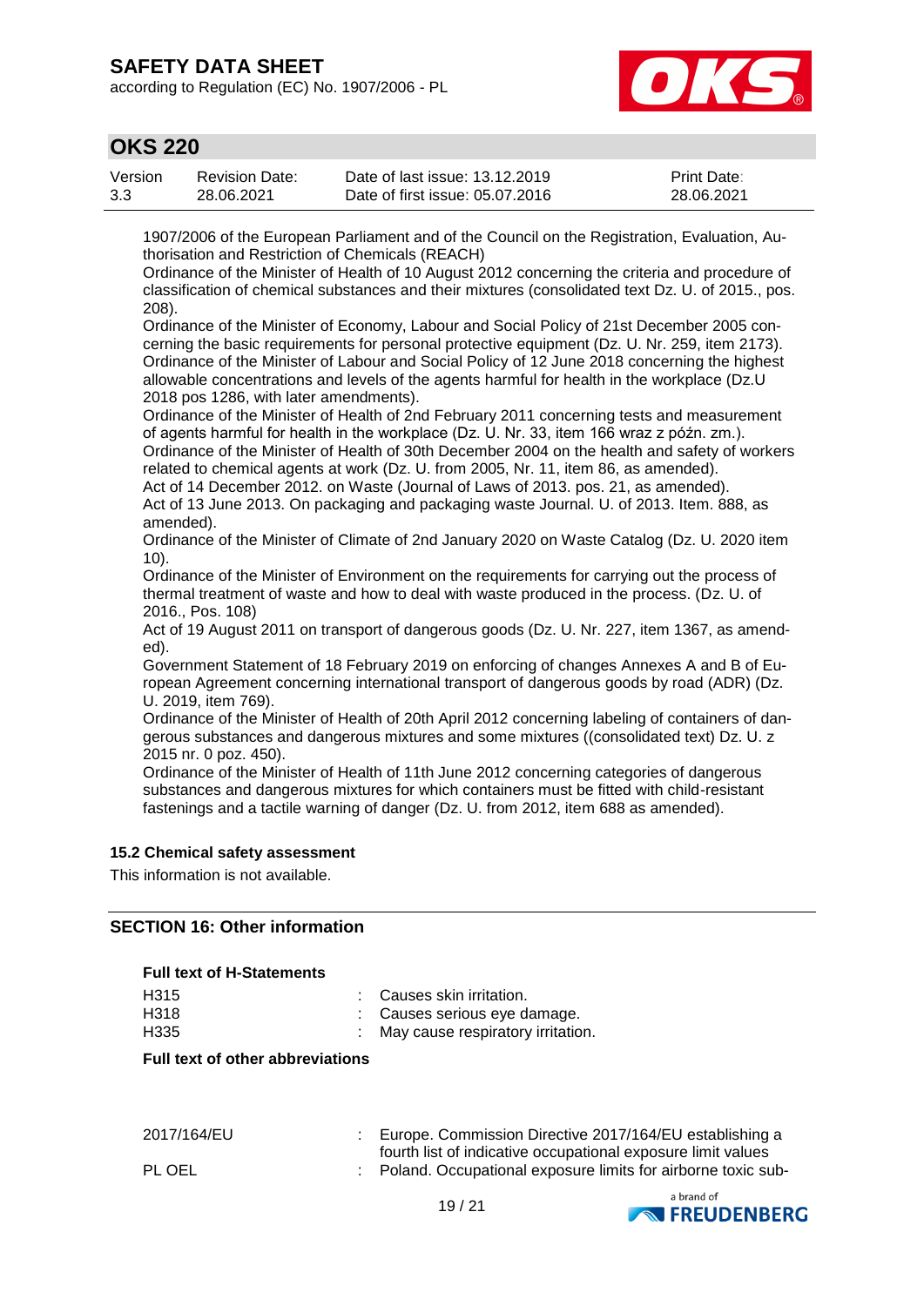1907/2006 of the European Parliament and of the Council on the Registration, Evaluation, Authorisation and Restriction of Chemicals (REACH)
Ordinance of the Minister of Health of 10 August 2012 concerning the criteria and procedure of classification of chemical substances and their mixtures (consolidated text Dz. U. of 2015., pos. 208).
Ordinance of the Minister of Economy, Labour and Social Policy of 21st December 2005 concerning the basic requirements for personal protective equipment (Dz. U. Nr. 259, item 2173).
Ordinance of the Minister of Labour and Social Policy of 12 June 2018 concerning the highest allowable concentrations and levels of the agents harmful for health in the workplace (Dz.U 2018 pos 1286, with later amendments).
Ordinance of the Minister of Health of 2nd February 2011 concerning tests and measurement of agents harmful for health in the workplace (Dz. U. Nr. 33, item 166 wraz z późn. zm.).
Ordinance of the Minister of Health of 30th December 2004 on the health and safety of workers related to chemical agents at work (Dz. U. from 2005, Nr. 11, item 86, as amended).
Act of 14 December 2012. on Waste (Journal of Laws of 2013. pos. 21, as amended).
Act of 13 June 2013. On packaging and packaging waste Journal. U. of 2013. Item. 888, as amended).
Ordinance of the Minister of Climate of 2nd January 2020 on Waste Catalog (Dz. U. 2020 item 10).
Ordinance of the Minister of Environment on the requirements for carrying out the process of thermal treatment of waste and how to deal with waste produced in the process. (Dz. U. of 2016., Pos. 108)
Act of 19 August 2011 on transport of dangerous goods (Dz. U. Nr. 227, item 1367, as amended).
Government Statement of 18 February 2019 on enforcing of changes Annexes A and B of European Agreement concerning international transport of dangerous goods by road (ADR) (Dz. U. 2019, item 769).
Ordinance of the Minister of Health of 20th April 2012 concerning labeling of containers of dangerous substances and dangerous mixtures and some mixtures ((consolidated text) Dz. U. z 2015 nr. 0 poz. 450).
Ordinance of the Minister of Health of 11th June 2012 concerning categories of dangerous substances and dangerous mixtures for which containers must be fitted with child-resistant fastenings and a tactile warning of danger (Dz. U. from 2012, item 688 as amended).

### 15.2 Chemical safety assessment

This information is not available.

## SECTION 16: Other information

**Full text of H-Statements**

H315 : Causes skin irritation.
H318 : Causes serious eye damage.
H335 : May cause respiratory irritation.

**Full text of other abbreviations**

2017/164/EU : Europe. Commission Directive 2017/164/EU establishing a fourth list of indicative occupational exposure limit values
PL OEL : Poland. Occupational exposure limits for airborne toxic sub-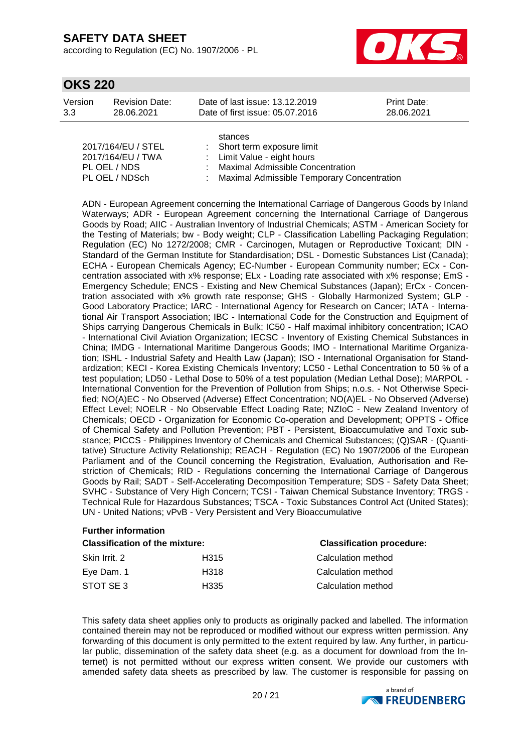stances

| | | |
|---|---|---|
| 2017/164/EU / STEL | : | Short term exposure limit |
| 2017/164/EU / TWA | : | Limit Value - eight hours |
| PL OEL / NDS | : | Maximal Admissible Concentration |
| PL OEL / NDSch | : | Maximal Admissible Temporary Concentration |

ADN - European Agreement concerning the International Carriage of Dangerous Goods by Inland Waterways; ADR - European Agreement concerning the International Carriage of Dangerous Goods by Road; AIIC - Australian Inventory of Industrial Chemicals; ASTM - American Society for the Testing of Materials; bw - Body weight; CLP - Classification Labelling Packaging Regulation; Regulation (EC) No 1272/2008; CMR - Carcinogen, Mutagen or Reproductive Toxicant; DIN - Standard of the German Institute for Standardisation; DSL - Domestic Substances List (Canada); ECHA - European Chemicals Agency; EC-Number - European Community number; ECx - Concentration associated with x% response; ELx - Loading rate associated with x% response; EmS - Emergency Schedule; ENCS - Existing and New Chemical Substances (Japan); ErCx - Concentration associated with x% growth rate response; GHS - Globally Harmonized System; GLP - Good Laboratory Practice; IARC - International Agency for Research on Cancer; IATA - International Air Transport Association; IBC - International Code for the Construction and Equipment of Ships carrying Dangerous Chemicals in Bulk; IC50 - Half maximal inhibitory concentration; ICAO - International Civil Aviation Organization; IECSC - Inventory of Existing Chemical Substances in China; IMDG - International Maritime Dangerous Goods; IMO - International Maritime Organization; ISHL - Industrial Safety and Health Law (Japan); ISO - International Organisation for Standardization; KECI - Korea Existing Chemicals Inventory; LC50 - Lethal Concentration to 50 % of a test population; LD50 - Lethal Dose to 50% of a test population (Median Lethal Dose); MARPOL - International Convention for the Prevention of Pollution from Ships; n.o.s. - Not Otherwise Specified; NO(A)EC - No Observed (Adverse) Effect Concentration; NO(A)EL - No Observed (Adverse) Effect Level; NOELR - No Observable Effect Loading Rate; NZIoC - New Zealand Inventory of Chemicals; OECD - Organization for Economic Co-operation and Development; OPPTS - Office of Chemical Safety and Pollution Prevention; PBT - Persistent, Bioaccumulative and Toxic substance; PICCS - Philippines Inventory of Chemicals and Chemical Substances; (Q)SAR - (Quantitative) Structure Activity Relationship; REACH - Regulation (EC) No 1907/2006 of the European Parliament and of the Council concerning the Registration, Evaluation, Authorisation and Restriction of Chemicals; RID - Regulations concerning the International Carriage of Dangerous Goods by Rail; SADT - Self-Accelerating Decomposition Temperature; SDS - Safety Data Sheet; SVHC - Substance of Very High Concern; TCSI - Taiwan Chemical Substance Inventory; TRGS - Technical Rule for Hazardous Substances; TSCA - Toxic Substances Control Act (United States); UN - United Nations; vPvB - Very Persistent and Very Bioaccumulative

**Further information**

| Classification of the mixture: | | Classification procedure: |
|---|---|---|
| Skin Irrit. 2 | H315 | Calculation method |
| Eye Dam. 1 | H318 | Calculation method |
| STOT SE 3 | H335 | Calculation method |

This safety data sheet applies only to products as originally packed and labelled. The information contained therein may not be reproduced or modified without our express written permission. Any forwarding of this document is only permitted to the extent required by law. Any further, in particular public, dissemination of the safety data sheet (e.g. as a document for download from the Internet) is not permitted without our express written consent. We provide our customers with amended safety data sheets as prescribed by law. The customer is responsible for passing on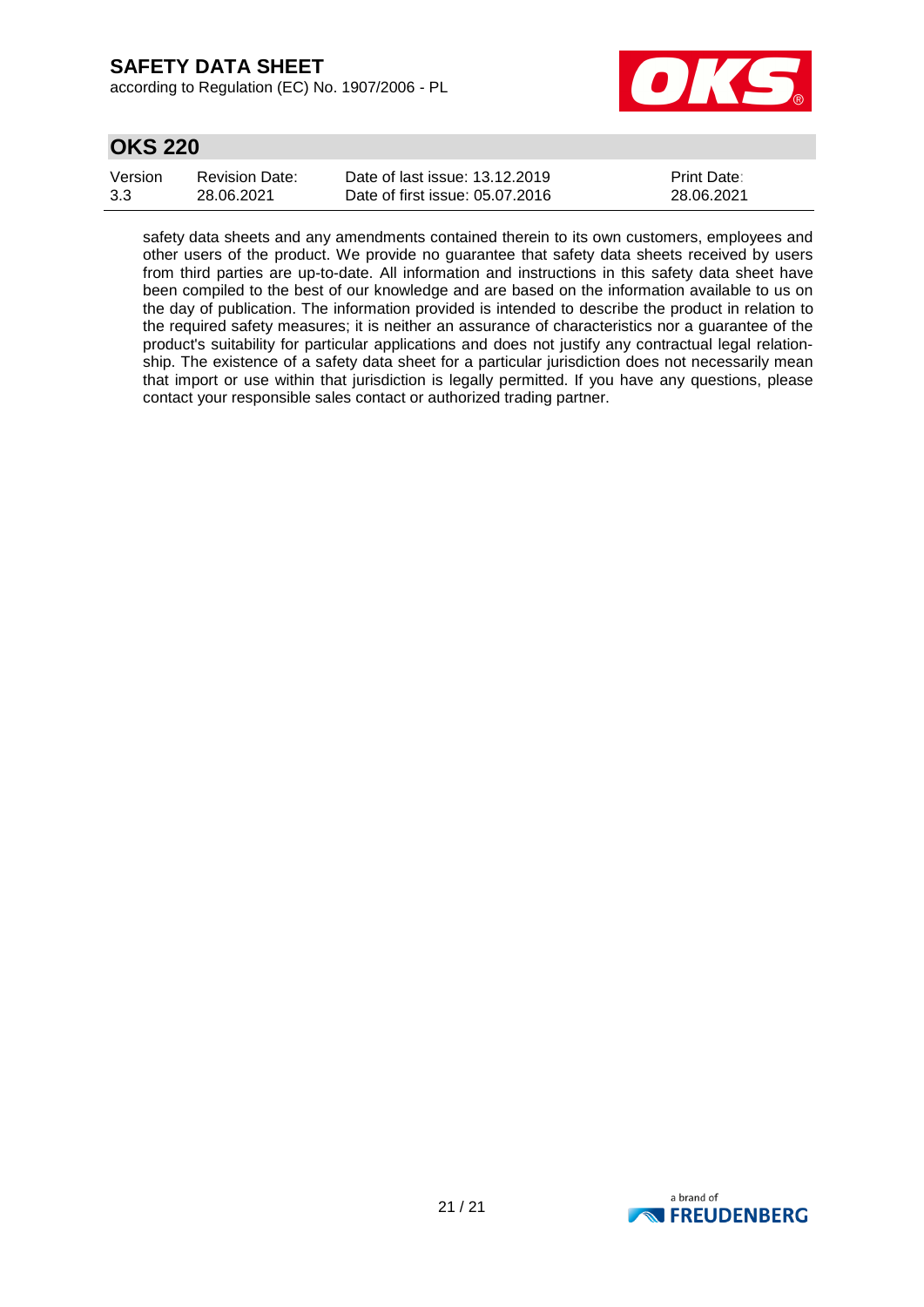safety data sheets and any amendments contained therein to its own customers, employees and other users of the product. We provide no guarantee that safety data sheets received by users from third parties are up-to-date. All information and instructions in this safety data sheet have been compiled to the best of our knowledge and are based on the information available to us on the day of publication. The information provided is intended to describe the product in relation to the required safety measures; it is neither an assurance of characteristics nor a guarantee of the product's suitability for particular applications and does not justify any contractual legal relationship. The existence of a safety data sheet for a particular jurisdiction does not necessarily mean that import or use within that jurisdiction is legally permitted. If you have any questions, please contact your responsible sales contact or authorized trading partner.